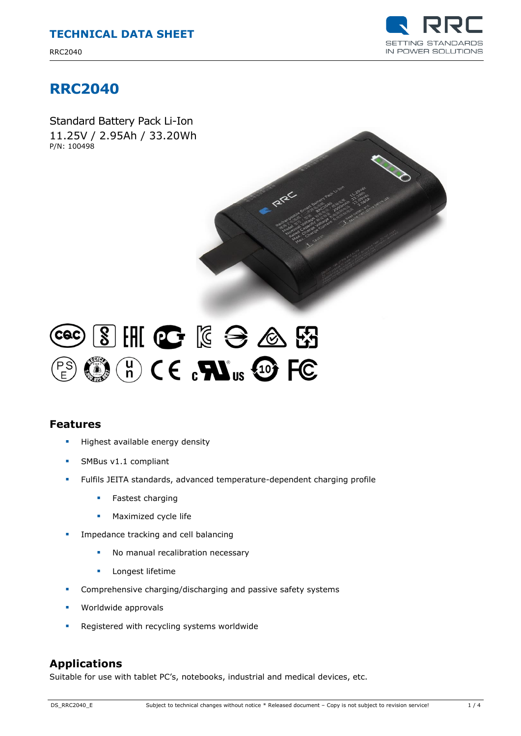# RRC2040

Standard Battery Pack Li-Ion

11.25V / 2.95Ah / 33.20Wh

P/N: 100498

## Features

- Highest available energy density
- SMBus v1.1 compliant
- Fulfils JEITA standards, advanced temperature-dependent charging profile
  - Fastest charging
  - Maximized cycle life
- Impedance tracking and cell balancing
  - No manual recalibration necessary
  - Longest lifetime
- Comprehensive charging/discharging and passive safety systems
- Worldwide approvals
- Registered with recycling systems worldwide

## Applications

Suitable for use with tablet PC's, notebooks, industrial and medical devices, etc.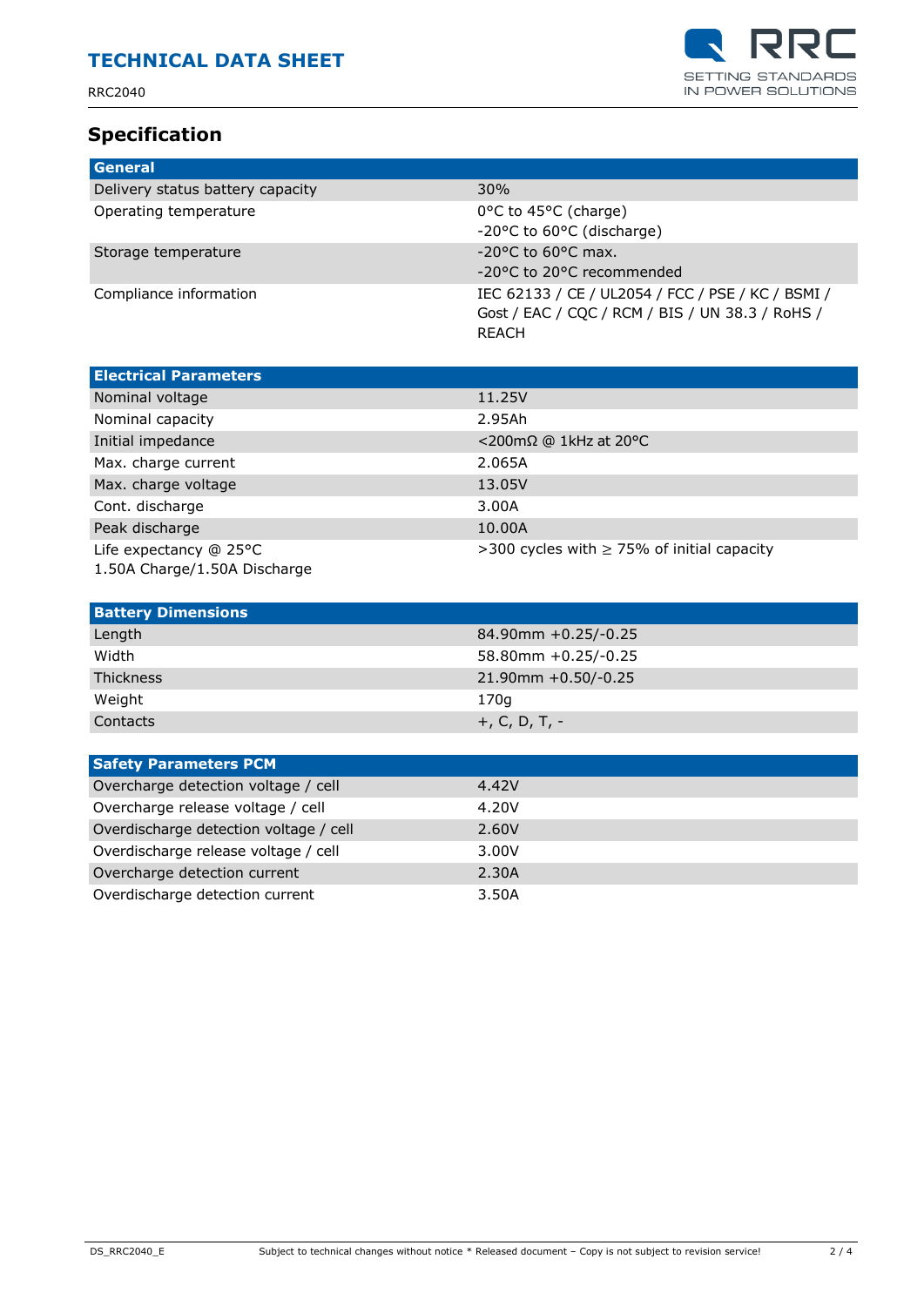## Specification

| General | |
|---|---|
| Delivery status battery capacity | 30% |
| Operating temperature | 0°C to 45°C (charge)<br>-20°C to 60°C (discharge) |
| Storage temperature | -20°C to 60°C max.<br>-20°C to 20°C recommended |
| Compliance information | IEC 62133 / CE / UL2054 / FCC / PSE / KC / BSMI / Gost / EAC / CQC / RCM / BIS / UN 38.3 / RoHS / REACH |

| Electrical Parameters | |
|---|---|
| Nominal voltage | 11.25V |
| Nominal capacity | 2.95Ah |
| Initial impedance | <200mΩ @ 1kHz at 20°C |
| Max. charge current | 2.065A |
| Max. charge voltage | 13.05V |
| Cont. discharge | 3.00A |
| Peak discharge | 10.00A |
| Life expectancy @ 25°C<br>1.50A Charge/1.50A Discharge | >300 cycles with ≥ 75% of initial capacity |

| Battery Dimensions | |
|---|---|
| Length | 84.90mm +0.25/-0.25 |
| Width | 58.80mm +0.25/-0.25 |
| Thickness | 21.90mm +0.50/-0.25 |
| Weight | 170g |
| Contacts | +, C, D, T, - |

| Safety Parameters PCM | |
|---|---|
| Overcharge detection voltage / cell | 4.42V |
| Overcharge release voltage / cell | 4.20V |
| Overdischarge detection voltage / cell | 2.60V |
| Overdischarge release voltage / cell | 3.00V |
| Overcharge detection current | 2.30A |
| Overdischarge detection current | 3.50A |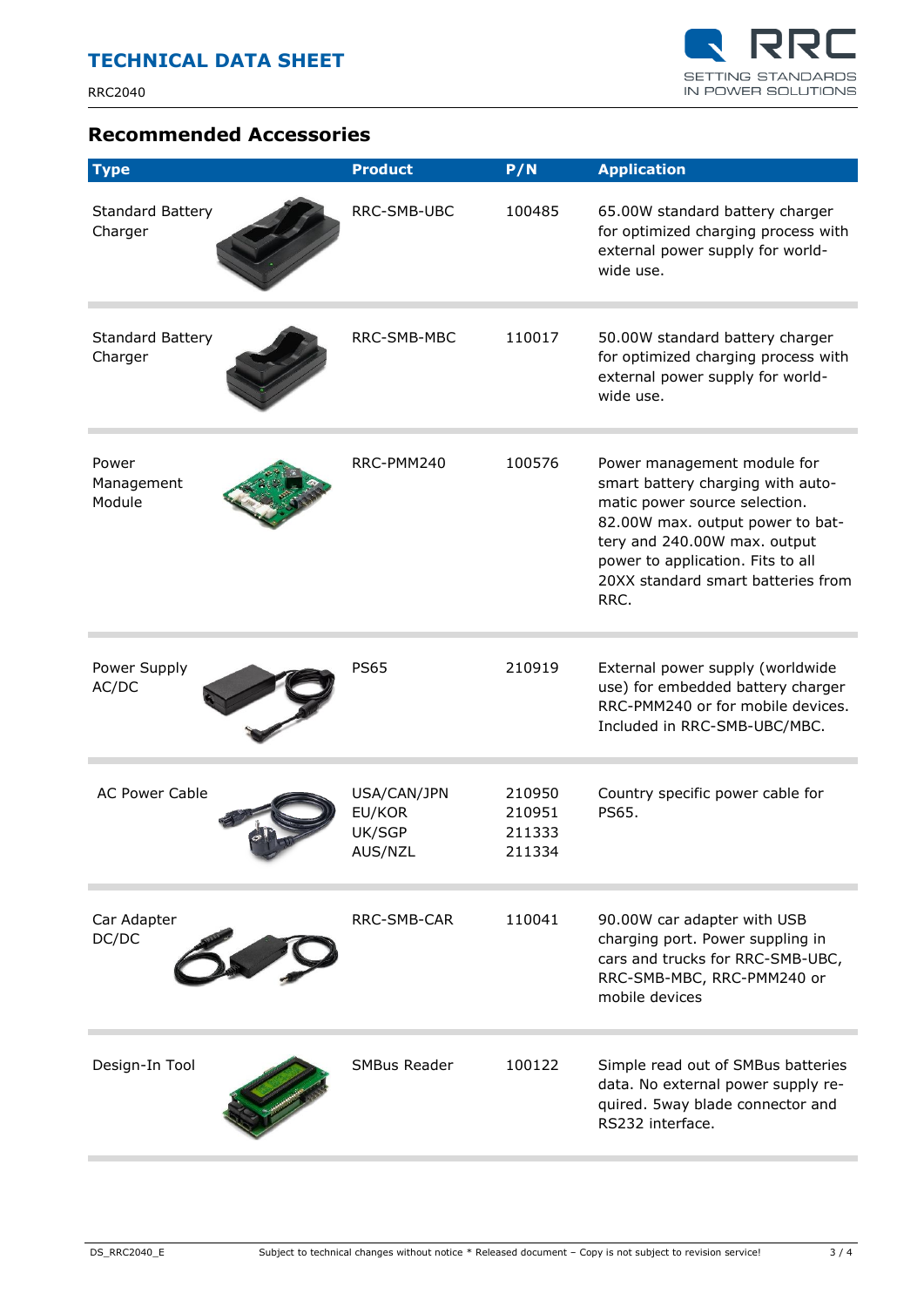## Recommended Accessories

| Type | Product | P/N | Application |
|---|---|---|---|
| Standard Battery Charger | RRC-SMB-UBC | 100485 | 65.00W standard battery charger for optimized charging process with external power supply for world-wide use. |
| Standard Battery Charger | RRC-SMB-MBC | 110017 | 50.00W standard battery charger for optimized charging process with external power supply for world-wide use. |
| Power Management Module | RRC-PMM240 | 100576 | Power management module for smart battery charging with automatic power source selection. 82.00W max. output power to battery and 240.00W max. output power to application. Fits to all 20XX standard smart batteries from RRC. |
| Power Supply AC/DC | PS65 | 210919 | External power supply (worldwide use) for embedded battery charger RRC-PMM240 or for mobile devices. Included in RRC-SMB-UBC/MBC. |
| AC Power Cable | USA/CAN/JPN<br>EU/KOR<br>UK/SGP<br>AUS/NZL | 210950<br>210951<br>211333<br>211334 | Country specific power cable for PS65. |
| Car Adapter DC/DC | RRC-SMB-CAR | 110041 | 90.00W car adapter with USB charging port. Power suppling in cars and trucks for RRC-SMB-UBC, RRC-SMB-MBC, RRC-PMM240 or mobile devices |
| Design-In Tool | SMBus Reader | 100122 | Simple read out of SMBus batteries data. No external power supply required. 5way blade connector and RS232 interface. |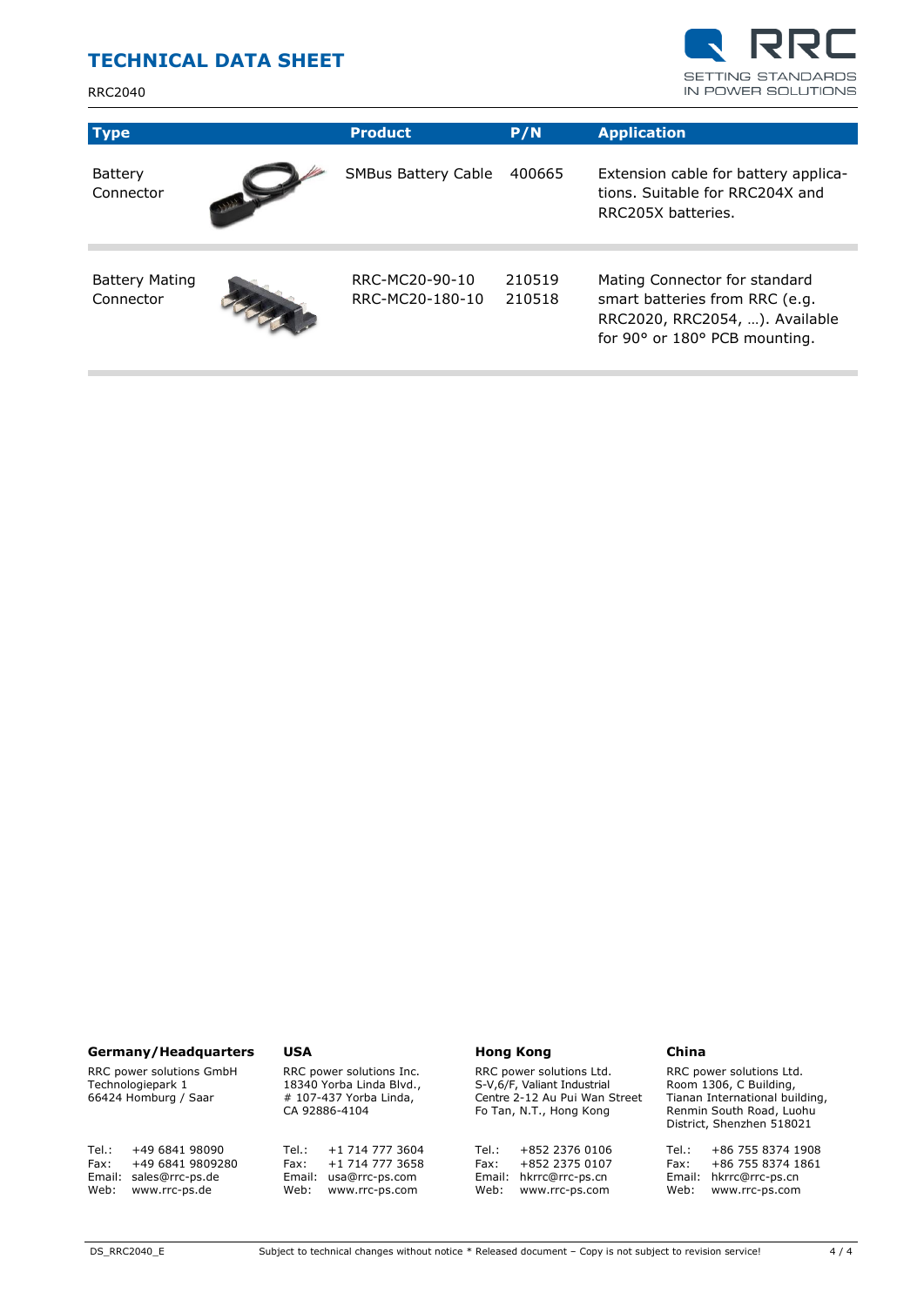| Type | | Product | P/N | Application |
|---|---|---|---|---|
| Battery Connector | | SMBus Battery Cable | 400665 | Extension cable for battery applications. Suitable for RRC204X and RRC205X batteries. |
| Battery Mating Connector | | RRC-MC20-90-10<br>RRC-MC20-180-10 | 210519<br>210518 | Mating Connector for standard smart batteries from RRC (e.g. RRC2020, RRC2054, …). Available for 90° or 180° PCB mounting. |

**Germany/Headquarters**

RRC power solutions GmbH
Technologiepark 1
66424 Homburg / Saar

Tel.: +49 6841 98090
Fax: +49 6841 9809280
Email: sales@rrc-ps.de
Web: www.rrc-ps.de

**USA**

RRC power solutions Inc.
18340 Yorba Linda Blvd.,
# 107-437 Yorba Linda,
CA 92886-4104

Tel.: +1 714 777 3604
Fax: +1 714 777 3658
Email: usa@rrc-ps.com
Web: www.rrc-ps.com

**Hong Kong**

RRC power solutions Ltd.
S-V,6/F, Valiant Industrial
Centre 2-12 Au Pui Wan Street
Fo Tan, N.T., Hong Kong

Tel.: +852 2376 0106
Fax: +852 2375 0107
Email: hkrrc@rrc-ps.cn
Web: www.rrc-ps.com

**China**

RRC power solutions Ltd.
Room 1306, C Building,
Tianan International building,
Renmin South Road, Luohu
District, Shenzhen 518021

Tel.: +86 755 8374 1908
Fax: +86 755 8374 1861
Email: hkrrc@rrc-ps.cn
Web: www.rrc-ps.com